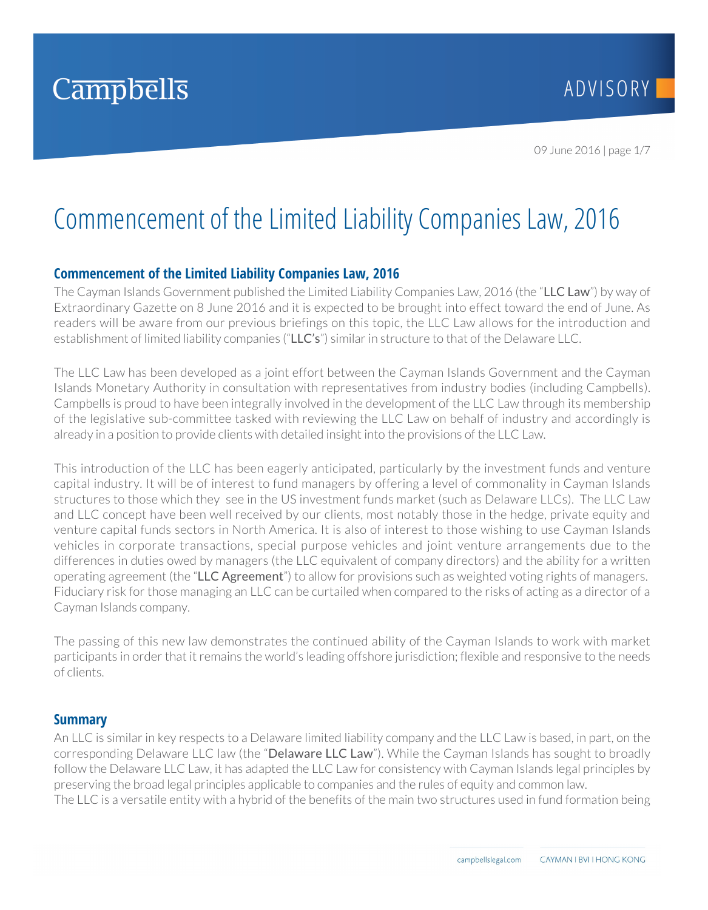# Commencement of the Limited Liability Companies Law, 2016

## Commencement of the Limited Liability Companies Law, 2016

The Cayman Islands Government published the Limited Liability Companies Law, 2016 (the "**LLC Law**") by way of Extraordinary Gazette on 8 June 2016 and it is expected to be brought into effect toward the end of June. As readers will be aware from our previous briefings on this topic, the LLC Law allows for the introduction and establishment of limited liability companies ("**LLC's**") similar in structure to that of the Delaware LLC.

The LLC Law has been developed as a joint effort between the Cayman Islands Government and the Cayman Islands Monetary Authority in consultation with representatives from industry bodies (including Campbells). Campbells is proud to have been integrally involved in the development of the LLC Law through its membership of the legislative sub-committee tasked with reviewing the LLC Law on behalf of industry and accordingly is already in a position to provide clients with detailed insight into the provisions of the LLC Law.

This introduction of the LLC has been eagerly anticipated, particularly by the investment funds and venture capital industry. It will be of interest to fund managers by offering a level of commonality in Cayman Islands structures to those which they see in the US investment funds market (such as Delaware LLCs). The LLC Law and LLC concept have been well received by our clients, most notably those in the hedge, private equity and venture capital funds sectors in North America. It is also of interest to those wishing to use Cayman Islands vehicles in corporate transactions, special purpose vehicles and joint venture arrangements due to the differences in duties owed by managers (the LLC equivalent of company directors) and the ability for a written operating agreement (the "**LLC Agreement**") to allow for provisions such as weighted voting rights of managers. Fiduciary risk for those managing an LLC can be curtailed when compared to the risks of acting as a director of a Cayman Islands company.

The passing of this new law demonstrates the continued ability of the Cayman Islands to work with market participants in order that it remains the world's leading offshore jurisdiction; flexible and responsive to the needs of clients.

## Summary

An LLC is similar in key respects to a Delaware limited liability company and the LLC Law is based, in part, on the corresponding Delaware LLC law (the "**Delaware LLC Law**"). While the Cayman Islands has sought to broadly follow the Delaware LLC Law, it has adapted the LLC Law for consistency with Cayman Islands legal principles by preserving the broad legal principles applicable to companies and the rules of equity and common law.

The LLC is a versatile entity with a hybrid of the benefits of the main two structures used in fund formation being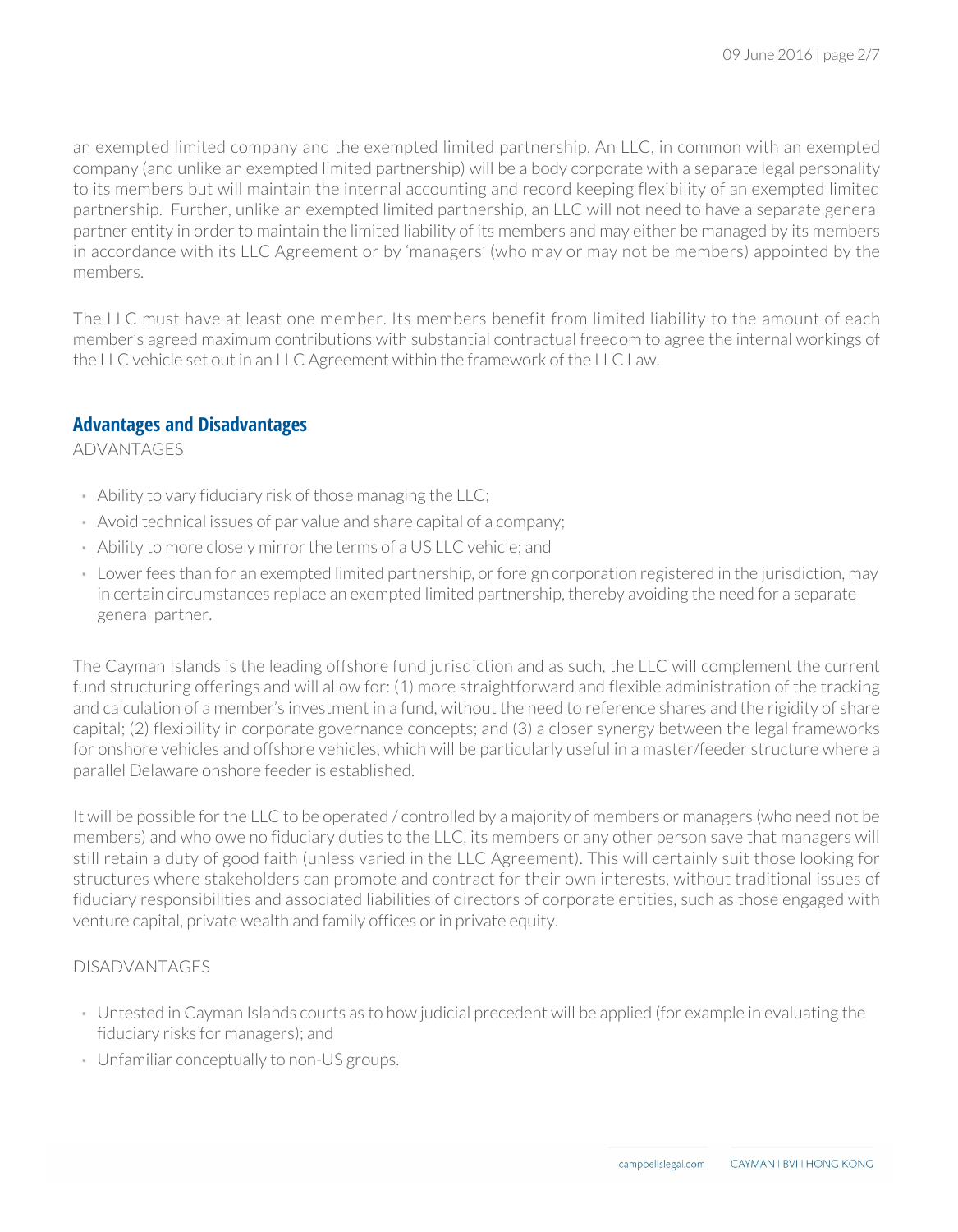an exempted limited company and the exempted limited partnership. An LLC, in common with an exempted company (and unlike an exempted limited partnership) will be a body corporate with a separate legal personality to its members but will maintain the internal accounting and record keeping flexibility of an exempted limited partnership. Further, unlike an exempted limited partnership, an LLC will not need to have a separate general partner entity in order to maintain the limited liability of its members and may either be managed by its members in accordance with its LLC Agreement or by 'managers' (who may or may not be members) appointed by the members.

The LLC must have at least one member. Its members benefit from limited liability to the amount of each member's agreed maximum contributions with substantial contractual freedom to agree the internal workings of the LLC vehicle set out in an LLC Agreement within the framework of the LLC Law.

## Advantages and Disadvantages

ADVANTAGES

- Ability to vary fiduciary risk of those managing the LLC;
- Avoid technical issues of par value and share capital of a company;
- Ability to more closely mirror the terms of a US LLC vehicle; and
- Lower fees than for an exempted limited partnership, or foreign corporation registered in the jurisdiction, may in certain circumstances replace an exempted limited partnership, thereby avoiding the need for a separate general partner.

The Cayman Islands is the leading offshore fund jurisdiction and as such, the LLC will complement the current fund structuring offerings and will allow for: (1) more straightforward and flexible administration of the tracking and calculation of a member's investment in a fund, without the need to reference shares and the rigidity of share capital; (2) flexibility in corporate governance concepts; and (3) a closer synergy between the legal frameworks for onshore vehicles and offshore vehicles, which will be particularly useful in a master/feeder structure where a parallel Delaware onshore feeder is established.

It will be possible for the LLC to be operated / controlled by a majority of members or managers (who need not be members) and who owe no fiduciary duties to the LLC, its members or any other person save that managers will still retain a duty of good faith (unless varied in the LLC Agreement). This will certainly suit those looking for structures where stakeholders can promote and contract for their own interests, without traditional issues of fiduciary responsibilities and associated liabilities of directors of corporate entities, such as those engaged with venture capital, private wealth and family offices or in private equity.

DISADVANTAGES

- Untested in Cayman Islands courts as to how judicial precedent will be applied (for example in evaluating the fiduciary risks for managers); and
- Unfamiliar conceptually to non-US groups.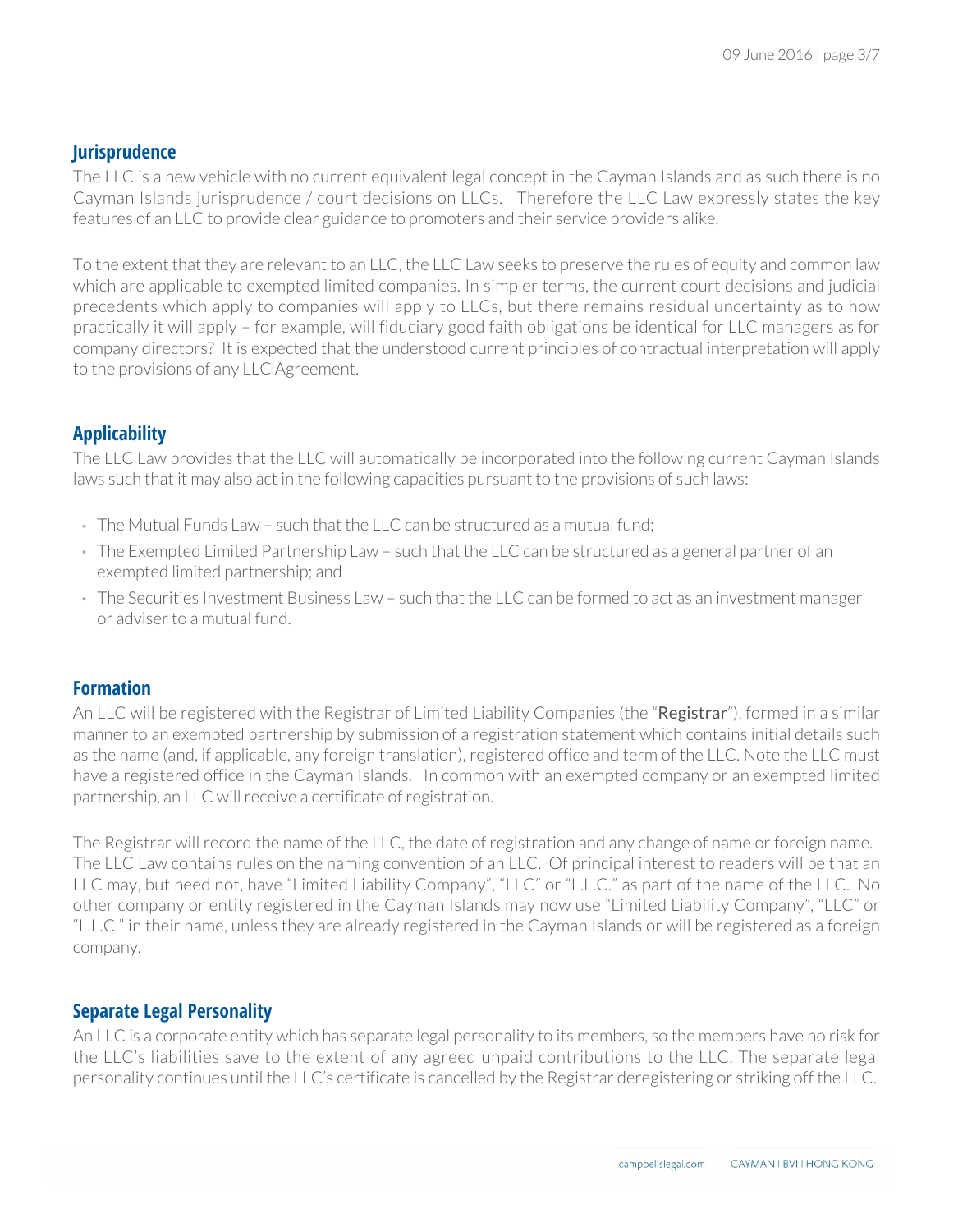## Jurisprudence

The LLC is a new vehicle with no current equivalent legal concept in the Cayman Islands and as such there is no Cayman Islands jurisprudence / court decisions on LLCs. Therefore the LLC Law expressly states the key features of an LLC to provide clear guidance to promoters and their service providers alike.

To the extent that they are relevant to an LLC, the LLC Law seeks to preserve the rules of equity and common law which are applicable to exempted limited companies. In simpler terms, the current court decisions and judicial precedents which apply to companies will apply to LLCs, but there remains residual uncertainty as to how practically it will apply – for example, will fiduciary good faith obligations be identical for LLC managers as for company directors? It is expected that the understood current principles of contractual interpretation will apply to the provisions of any LLC Agreement.

## Applicability

The LLC Law provides that the LLC will automatically be incorporated into the following current Cayman Islands laws such that it may also act in the following capacities pursuant to the provisions of such laws:

- The Mutual Funds Law – such that the LLC can be structured as a mutual fund;
- The Exempted Limited Partnership Law – such that the LLC can be structured as a general partner of an exempted limited partnership; and
- The Securities Investment Business Law – such that the LLC can be formed to act as an investment manager or adviser to a mutual fund.

## Formation

An LLC will be registered with the Registrar of Limited Liability Companies (the "**Registrar**"), formed in a similar manner to an exempted partnership by submission of a registration statement which contains initial details such as the name (and, if applicable, any foreign translation), registered office and term of the LLC. Note the LLC must have a registered office in the Cayman Islands. In common with an exempted company or an exempted limited partnership, an LLC will receive a certificate of registration.

The Registrar will record the name of the LLC, the date of registration and any change of name or foreign name. The LLC Law contains rules on the naming convention of an LLC. Of principal interest to readers will be that an LLC may, but need not, have "Limited Liability Company", "LLC" or "L.L.C." as part of the name of the LLC. No other company or entity registered in the Cayman Islands may now use "Limited Liability Company", "LLC" or "L.L.C." in their name, unless they are already registered in the Cayman Islands or will be registered as a foreign company.

## Separate Legal Personality

An LLC is a corporate entity which has separate legal personality to its members, so the members have no risk for the LLC's liabilities save to the extent of any agreed unpaid contributions to the LLC. The separate legal personality continues until the LLC's certificate is cancelled by the Registrar deregistering or striking off the LLC.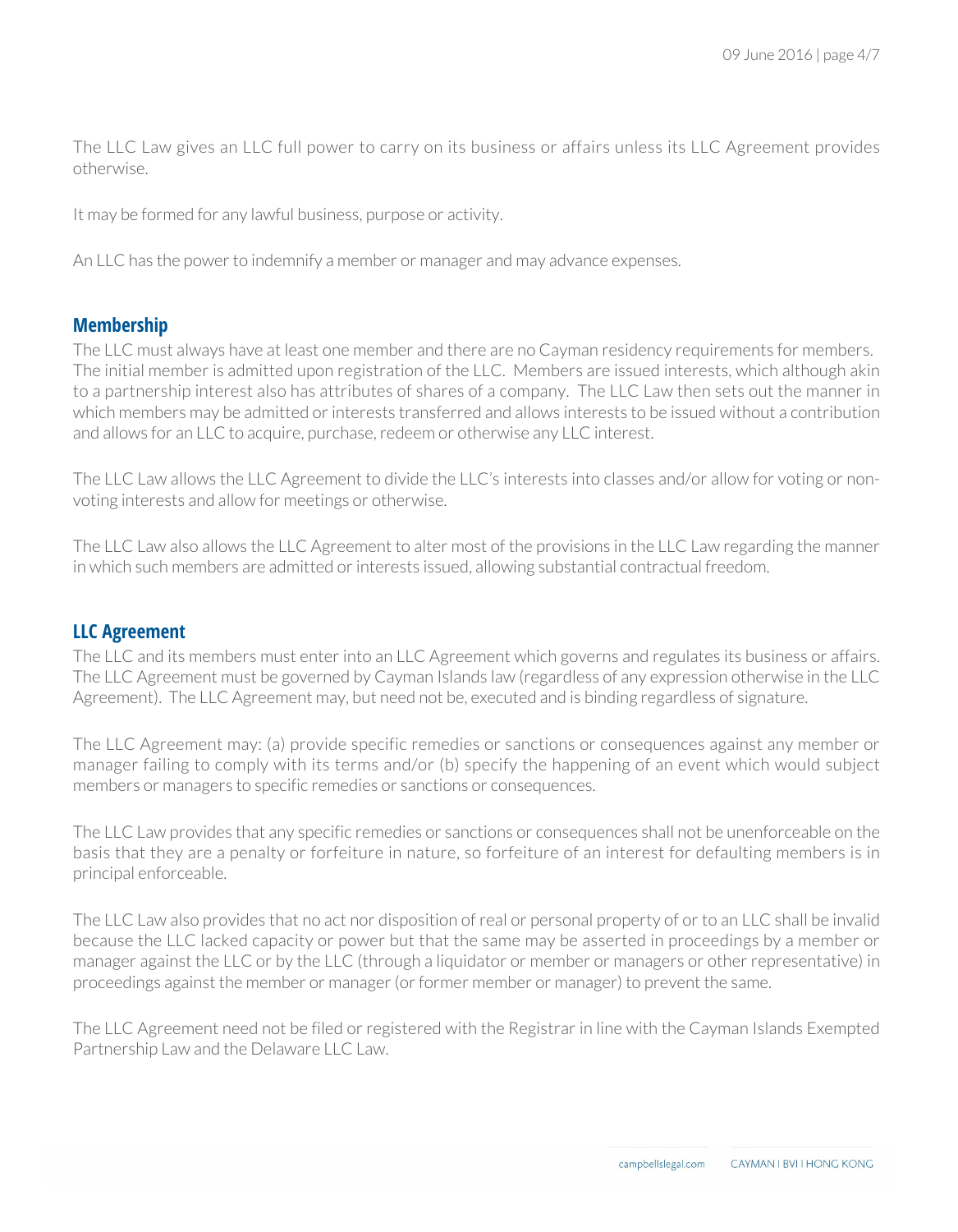The LLC Law gives an LLC full power to carry on its business or affairs unless its LLC Agreement provides otherwise.

It may be formed for any lawful business, purpose or activity.

An LLC has the power to indemnify a member or manager and may advance expenses.

## Membership

The LLC must always have at least one member and there are no Cayman residency requirements for members. The initial member is admitted upon registration of the LLC. Members are issued interests, which although akin to a partnership interest also has attributes of shares of a company. The LLC Law then sets out the manner in which members may be admitted or interests transferred and allows interests to be issued without a contribution and allows for an LLC to acquire, purchase, redeem or otherwise any LLC interest.

The LLC Law allows the LLC Agreement to divide the LLC's interests into classes and/or allow for voting or non-voting interests and allow for meetings or otherwise.

The LLC Law also allows the LLC Agreement to alter most of the provisions in the LLC Law regarding the manner in which such members are admitted or interests issued, allowing substantial contractual freedom.

## LLC Agreement

The LLC and its members must enter into an LLC Agreement which governs and regulates its business or affairs. The LLC Agreement must be governed by Cayman Islands law (regardless of any expression otherwise in the LLC Agreement). The LLC Agreement may, but need not be, executed and is binding regardless of signature.

The LLC Agreement may: (a) provide specific remedies or sanctions or consequences against any member or manager failing to comply with its terms and/or (b) specify the happening of an event which would subject members or managers to specific remedies or sanctions or consequences.

The LLC Law provides that any specific remedies or sanctions or consequences shall not be unenforceable on the basis that they are a penalty or forfeiture in nature, so forfeiture of an interest for defaulting members is in principal enforceable.

The LLC Law also provides that no act nor disposition of real or personal property of or to an LLC shall be invalid because the LLC lacked capacity or power but that the same may be asserted in proceedings by a member or manager against the LLC or by the LLC (through a liquidator or member or managers or other representative) in proceedings against the member or manager (or former member or manager) to prevent the same.

The LLC Agreement need not be filed or registered with the Registrar in line with the Cayman Islands Exempted Partnership Law and the Delaware LLC Law.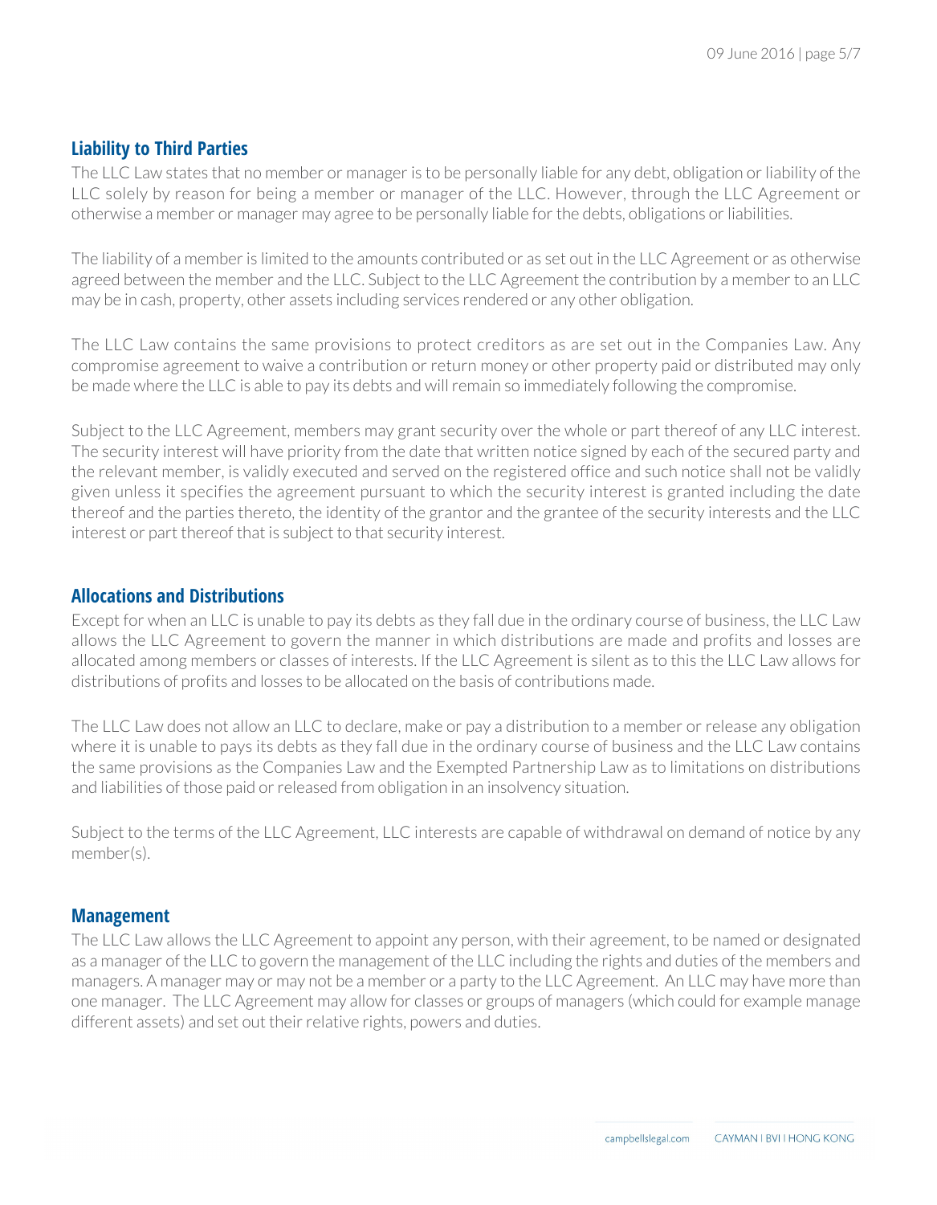## Liability to Third Parties

The LLC Law states that no member or manager is to be personally liable for any debt, obligation or liability of the LLC solely by reason for being a member or manager of the LLC. However, through the LLC Agreement or otherwise a member or manager may agree to be personally liable for the debts, obligations or liabilities.

The liability of a member is limited to the amounts contributed or as set out in the LLC Agreement or as otherwise agreed between the member and the LLC. Subject to the LLC Agreement the contribution by a member to an LLC may be in cash, property, other assets including services rendered or any other obligation.

The LLC Law contains the same provisions to protect creditors as are set out in the Companies Law. Any compromise agreement to waive a contribution or return money or other property paid or distributed may only be made where the LLC is able to pay its debts and will remain so immediately following the compromise.

Subject to the LLC Agreement, members may grant security over the whole or part thereof of any LLC interest. The security interest will have priority from the date that written notice signed by each of the secured party and the relevant member, is validly executed and served on the registered office and such notice shall not be validly given unless it specifies the agreement pursuant to which the security interest is granted including the date thereof and the parties thereto, the identity of the grantor and the grantee of the security interests and the LLC interest or part thereof that is subject to that security interest.

## Allocations and Distributions

Except for when an LLC is unable to pay its debts as they fall due in the ordinary course of business, the LLC Law allows the LLC Agreement to govern the manner in which distributions are made and profits and losses are allocated among members or classes of interests. If the LLC Agreement is silent as to this the LLC Law allows for distributions of profits and losses to be allocated on the basis of contributions made.

The LLC Law does not allow an LLC to declare, make or pay a distribution to a member or release any obligation where it is unable to pays its debts as they fall due in the ordinary course of business and the LLC Law contains the same provisions as the Companies Law and the Exempted Partnership Law as to limitations on distributions and liabilities of those paid or released from obligation in an insolvency situation.

Subject to the terms of the LLC Agreement, LLC interests are capable of withdrawal on demand of notice by any member(s).

## Management

The LLC Law allows the LLC Agreement to appoint any person, with their agreement, to be named or designated as a manager of the LLC to govern the management of the LLC including the rights and duties of the members and managers. A manager may or may not be a member or a party to the LLC Agreement. An LLC may have more than one manager. The LLC Agreement may allow for classes or groups of managers (which could for example manage different assets) and set out their relative rights, powers and duties.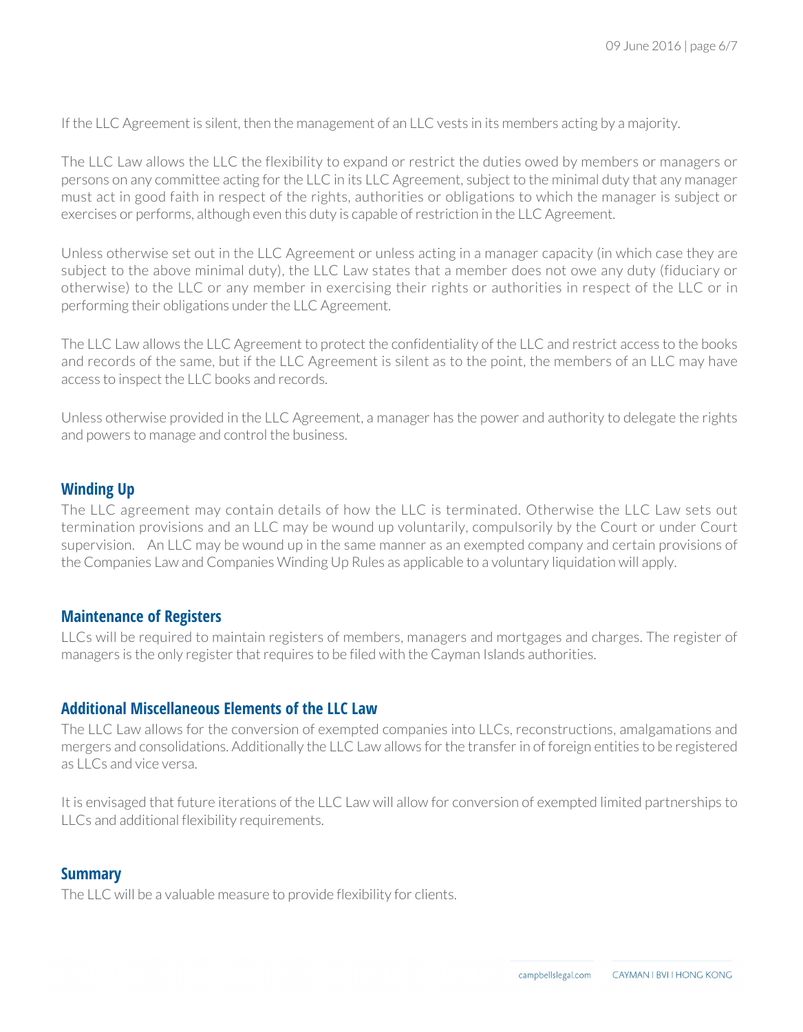If the LLC Agreement is silent, then the management of an LLC vests in its members acting by a majority.

The LLC Law allows the LLC the flexibility to expand or restrict the duties owed by members or managers or persons on any committee acting for the LLC in its LLC Agreement, subject to the minimal duty that any manager must act in good faith in respect of the rights, authorities or obligations to which the manager is subject or exercises or performs, although even this duty is capable of restriction in the LLC Agreement.

Unless otherwise set out in the LLC Agreement or unless acting in a manager capacity (in which case they are subject to the above minimal duty), the LLC Law states that a member does not owe any duty (fiduciary or otherwise) to the LLC or any member in exercising their rights or authorities in respect of the LLC or in performing their obligations under the LLC Agreement.

The LLC Law allows the LLC Agreement to protect the confidentiality of the LLC and restrict access to the books and records of the same, but if the LLC Agreement is silent as to the point, the members of an LLC may have access to inspect the LLC books and records.

Unless otherwise provided in the LLC Agreement, a manager has the power and authority to delegate the rights and powers to manage and control the business.

## Winding Up

The LLC agreement may contain details of how the LLC is terminated. Otherwise the LLC Law sets out termination provisions and an LLC may be wound up voluntarily, compulsorily by the Court or under Court supervision. An LLC may be wound up in the same manner as an exempted company and certain provisions of the Companies Law and Companies Winding Up Rules as applicable to a voluntary liquidation will apply.

## Maintenance of Registers

LLCs will be required to maintain registers of members, managers and mortgages and charges. The register of managers is the only register that requires to be filed with the Cayman Islands authorities.

## Additional Miscellaneous Elements of the LLC Law

The LLC Law allows for the conversion of exempted companies into LLCs, reconstructions, amalgamations and mergers and consolidations. Additionally the LLC Law allows for the transfer in of foreign entities to be registered as LLCs and vice versa.

It is envisaged that future iterations of the LLC Law will allow for conversion of exempted limited partnerships to LLCs and additional flexibility requirements.

## Summary

The LLC will be a valuable measure to provide flexibility for clients.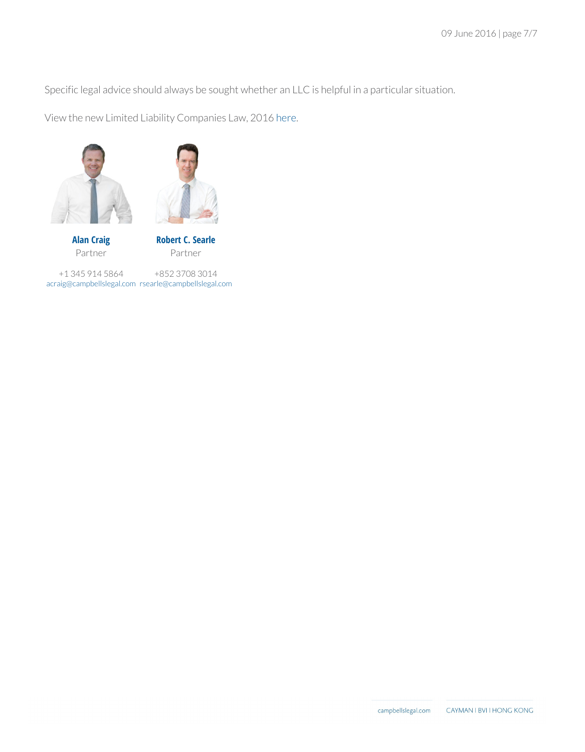Specific legal advice should always be sought whether an LLC is helpful in a particular situation.

View the new Limited Liability Companies Law, 2016 here.

| | |
|---|---|
| **Alan Craig** | **Robert C. Searle** |
| Partner | Partner |
| +1 345 914 5864 | +852 3708 3014 |
| acraig@campbellslegal.com | rsearle@campbellslegal.com |

campbellslegal.com

CAYMAN | BVI | HONG KONG